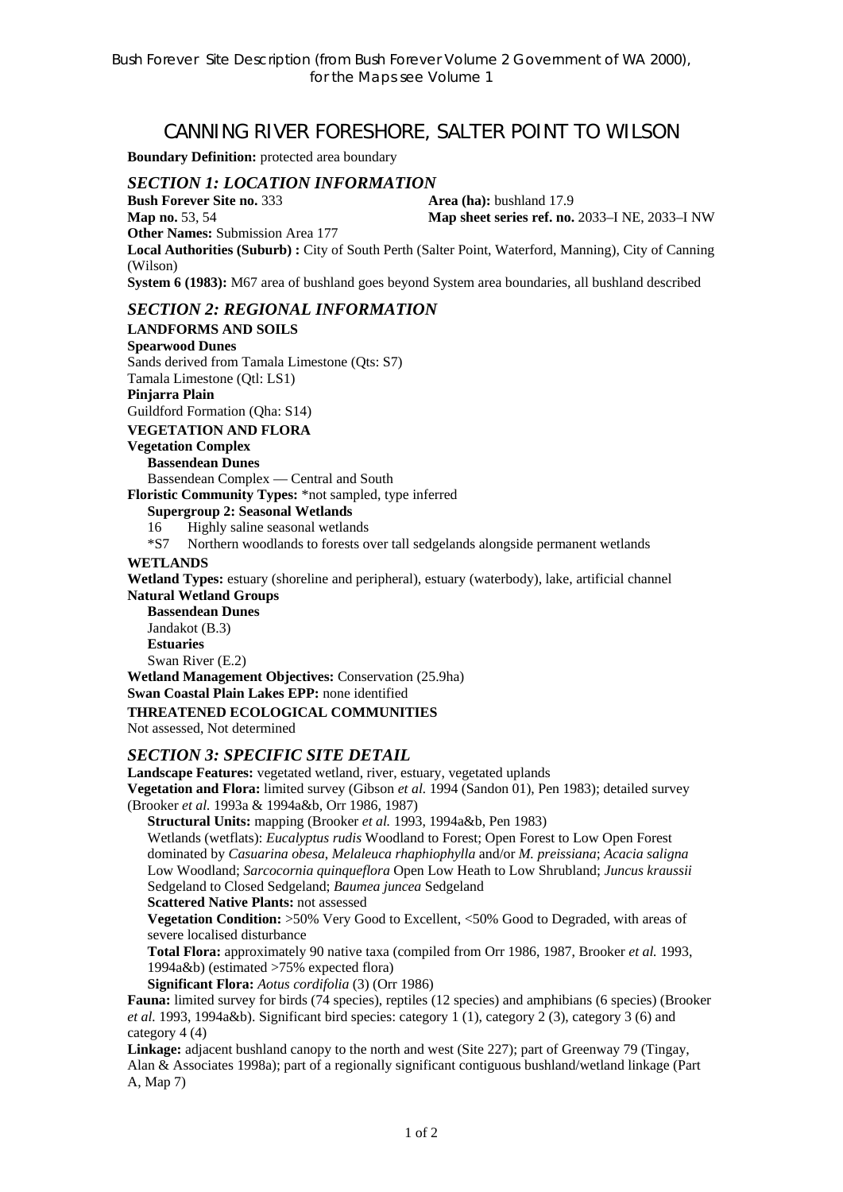Bush Forever Site Description (from Bush Forever Volume 2 Government of WA 2000), for the Maps see Volume 1

# CANNING RIVER FORESHORE, SALTER POINT TO WILSON

**Boundary Definition:** protected area boundary

## SECTION 1: LOCATION INFORMATION

**Bush Forever Site no.** 333
**Area (ha):** bushland 17.9
**Map no.** 53, 54
**Map sheet series ref. no.** 2033–I NE, 2033–I NW
**Other Names:** Submission Area 177
**Local Authorities (Suburb) :** City of South Perth (Salter Point, Waterford, Manning), City of Canning (Wilson)
**System 6 (1983):** M67 area of bushland goes beyond System area boundaries, all bushland described

## SECTION 2: REGIONAL INFORMATION

**LANDFORMS AND SOILS**

**Spearwood Dunes**
Sands derived from Tamala Limestone (Qts: S7)
Tamala Limestone (Qtl: LS1)
**Pinjarra Plain**
Guildford Formation (Qha: S14)

**VEGETATION AND FLORA**

**Vegetation Complex**
**Bassendean Dunes**
Bassendean Complex — Central and South
**Floristic Community Types:** *not sampled, type inferred
**Supergroup 2: Seasonal Wetlands**
16 Highly saline seasonal wetlands
*S7 Northern woodlands to forests over tall sedgelands alongside permanent wetlands

**WETLANDS**

**Wetland Types:** estuary (shoreline and peripheral), estuary (waterbody), lake, artificial channel
**Natural Wetland Groups**
**Bassendean Dunes**
Jandakot (B.3)
**Estuaries**
Swan River (E.2)
**Wetland Management Objectives:** Conservation (25.9ha)
**Swan Coastal Plain Lakes EPP:** none identified

**THREATENED ECOLOGICAL COMMUNITIES**

Not assessed, Not determined

## SECTION 3: SPECIFIC SITE DETAIL

**Landscape Features:** vegetated wetland, river, estuary, vegetated uplands
**Vegetation and Flora:** limited survey (Gibson *et al.* 1994 (Sandon 01), Pen 1983); detailed survey (Brooker *et al.* 1993a & 1994a&b, Orr 1986, 1987)
**Structural Units:** mapping (Brooker *et al.* 1993, 1994a&b, Pen 1983)
Wetlands (wetflats): *Eucalyptus rudis* Woodland to Forest; Open Forest to Low Open Forest dominated by *Casuarina obesa*, *Melaleuca rhaphiophylla* and/or *M. preissiana*; *Acacia saligna* Low Woodland; *Sarcocornia quinqueflora* Open Low Heath to Low Shrubland; *Juncus kraussii* Sedgeland to Closed Sedgeland; *Baumea juncea* Sedgeland
**Scattered Native Plants:** not assessed
**Vegetation Condition:** >50% Very Good to Excellent, <50% Good to Degraded, with areas of severe localised disturbance
**Total Flora:** approximately 90 native taxa (compiled from Orr 1986, 1987, Brooker *et al.* 1993, 1994a&b) (estimated >75% expected flora)
**Significant Flora:** *Aotus cordifolia* (3) (Orr 1986)
**Fauna:** limited survey for birds (74 species), reptiles (12 species) and amphibians (6 species) (Brooker *et al.* 1993, 1994a&b). Significant bird species: category 1 (1), category 2 (3), category 3 (6) and category 4 (4)
**Linkage:** adjacent bushland canopy to the north and west (Site 227); part of Greenway 79 (Tingay, Alan & Associates 1998a); part of a regionally significant contiguous bushland/wetland linkage (Part A, Map 7)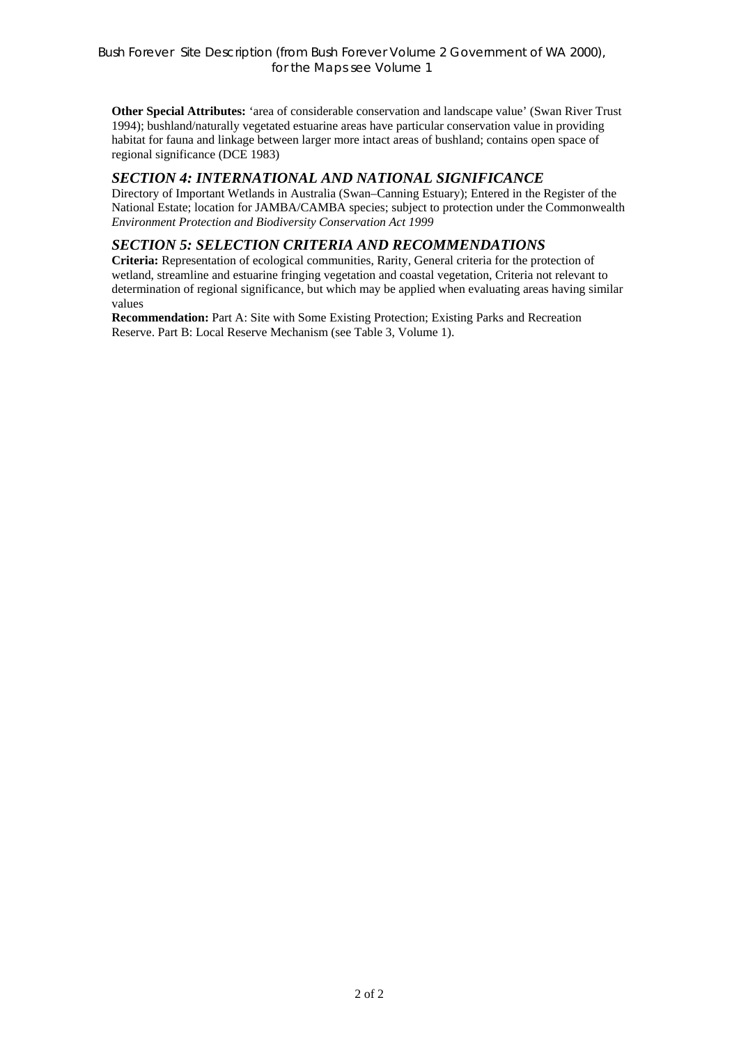**Other Special Attributes:** 'area of considerable conservation and landscape value' (Swan River Trust 1994); bushland/naturally vegetated estuarine areas have particular conservation value in providing habitat for fauna and linkage between larger more intact areas of bushland; contains open space of regional significance (DCE 1983)

## *SECTION 4: INTERNATIONAL AND NATIONAL SIGNIFICANCE*

Directory of Important Wetlands in Australia (Swan–Canning Estuary); Entered in the Register of the National Estate; location for JAMBA/CAMBA species; subject to protection under the Commonwealth *Environment Protection and Biodiversity Conservation Act 1999*

## *SECTION 5: SELECTION CRITERIA AND RECOMMENDATIONS*

**Criteria:** Representation of ecological communities, Rarity, General criteria for the protection of wetland, streamline and estuarine fringing vegetation and coastal vegetation, Criteria not relevant to determination of regional significance, but which may be applied when evaluating areas having similar values

**Recommendation:** Part A: Site with Some Existing Protection; Existing Parks and Recreation Reserve. Part B: Local Reserve Mechanism (see Table 3, Volume 1).